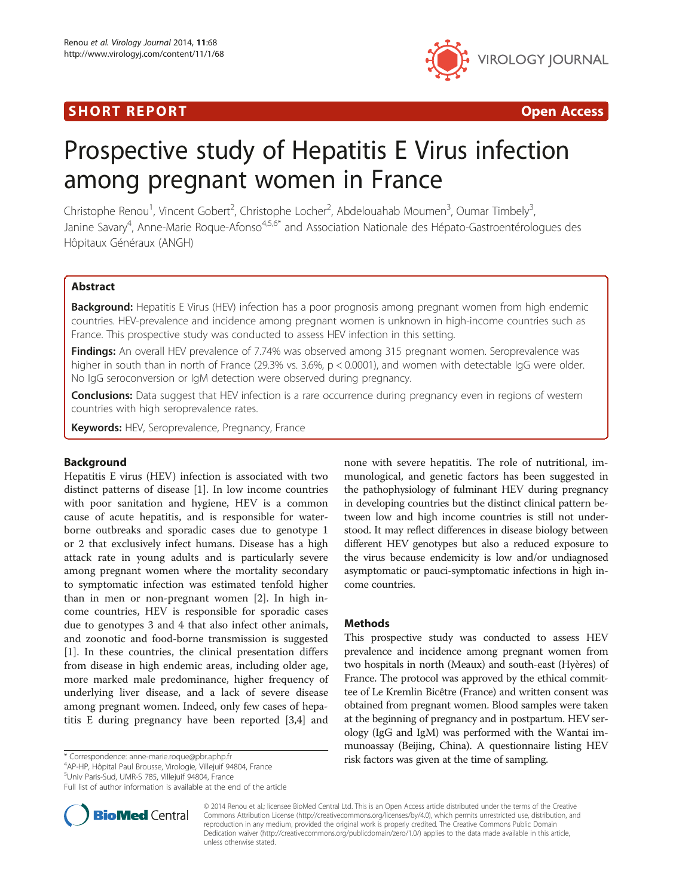SHORT REPORT Open Access

# Prospective study of Hepatitis E Virus infection among pregnant women in France

Christophe Renou[1], Vincent Gobert[2], Christophe Locher[2], Abdelouahab Moumen[3], Oumar Timbely[3], Janine Savary[4], Anne-Marie Roque-Afonso[4,5,6*] and Association Nationale des Hépato-Gastroentérologues des Hôpitaux Généraux (ANGH)

## Abstract

**Background:** Hepatitis E Virus (HEV) infection has a poor prognosis among pregnant women from high endemic countries. HEV-prevalence and incidence among pregnant women is unknown in high-income countries such as France. This prospective study was conducted to assess HEV infection in this setting.

**Findings:** An overall HEV prevalence of 7.74% was observed among 315 pregnant women. Seroprevalence was higher in south than in north of France (29.3% vs. 3.6%, $p < 0.0001$), and women with detectable IgG were older. No IgG seroconversion or IgM detection were observed during pregnancy.

**Conclusions:** Data suggest that HEV infection is a rare occurrence during pregnancy even in regions of western countries with high seroprevalence rates.

**Keywords:** HEV, Seroprevalence, Pregnancy, France

## Background

Hepatitis E virus (HEV) infection is associated with two distinct patterns of disease [1]. In low income countries with poor sanitation and hygiene, HEV is a common cause of acute hepatitis, and is responsible for water-borne outbreaks and sporadic cases due to genotype 1 or 2 that exclusively infect humans. Disease has a high attack rate in young adults and is particularly severe among pregnant women where the mortality secondary to symptomatic infection was estimated tenfold higher than in men or non-pregnant women [2]. In high income countries, HEV is responsible for sporadic cases due to genotypes 3 and 4 that also infect other animals, and zoonotic and food-borne transmission is suggested [1]. In these countries, the clinical presentation differs from disease in high endemic areas, including older age, more marked male predominance, higher frequency of underlying liver disease, and a lack of severe disease among pregnant women. Indeed, only few cases of hepatitis E during pregnancy have been reported [3,4] and none with severe hepatitis. The role of nutritional, immunological, and genetic factors has been suggested in the pathophysiology of fulminant HEV during pregnancy in developing countries but the distinct clinical pattern between low and high income countries is still not understood. It may reflect differences in disease biology between different HEV genotypes but also a reduced exposure to the virus because endemicity is low and/or undiagnosed asymptomatic or pauci-symptomatic infections in high income countries.

## Methods

This prospective study was conducted to assess HEV prevalence and incidence among pregnant women from two hospitals in north (Meaux) and south-east (Hyères) of France. The protocol was approved by the ethical committee of Le Kremlin Bicêtre (France) and written consent was obtained from pregnant women. Blood samples were taken at the beginning of pregnancy and in postpartum. HEV serology (IgG and IgM) was performed with the Wantai immunoassay (Beijing, China). A questionnaire listing HEV risk factors was given at the time of sampling.

\* Correspondence: anne-marie.roque@pbr.aphp.fr
[4]AP-HP, Hôpital Paul Brousse, Virologie, Villejuif 94804, France
[5]Univ Paris-Sud, UMR-S 785, Villejuif 94804, France
Full list of author information is available at the end of the article

© 2014 Renou et al.; licensee BioMed Central Ltd. This is an Open Access article distributed under the terms of the Creative Commons Attribution License (http://creativecommons.org/licenses/by/4.0), which permits unrestricted use, distribution, and reproduction in any medium, provided the original work is properly credited. The Creative Commons Public Domain Dedication waiver (http://creativecommons.org/publicdomain/zero/1.0/) applies to the data made available in this article, unless otherwise stated.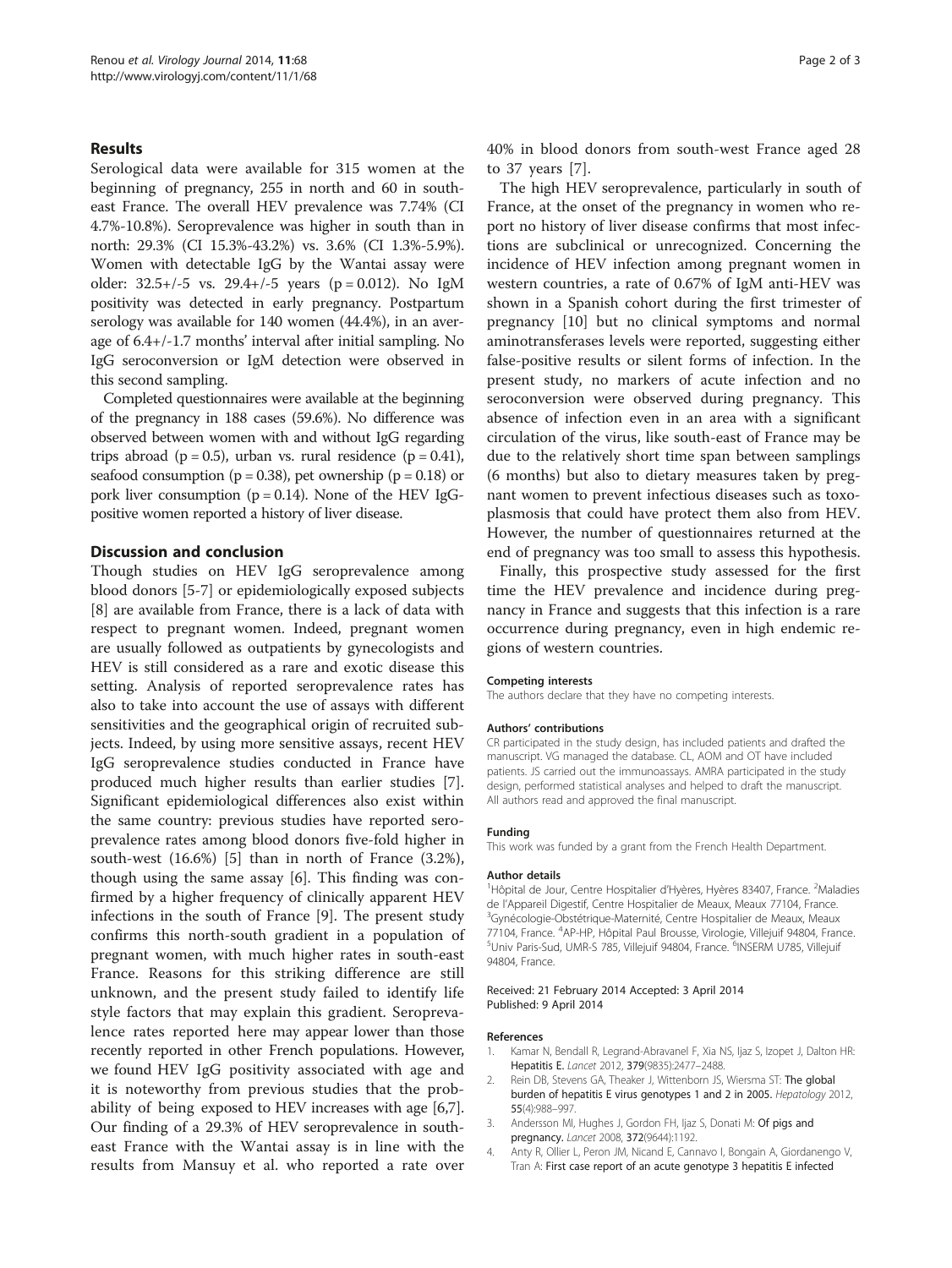## Results

Serological data were available for 315 women at the beginning of pregnancy, 255 in north and 60 in south-east France. The overall HEV prevalence was 7.74% (CI 4.7%-10.8%). Seroprevalence was higher in south than in north: 29.3% (CI 15.3%-43.2%) vs. 3.6% (CI 1.3%-5.9%). Women with detectable IgG by the Wantai assay were older: 32.5+/-5 vs. 29.4+/-5 years (p = 0.012). No IgM positivity was detected in early pregnancy. Postpartum serology was available for 140 women (44.4%), in an average of 6.4+/-1.7 months' interval after initial sampling. No IgG seroconversion or IgM detection were observed in this second sampling.

Completed questionnaires were available at the beginning of the pregnancy in 188 cases (59.6%). No difference was observed between women with and without IgG regarding trips abroad (p = 0.5), urban vs. rural residence (p = 0.41), seafood consumption (p = 0.38), pet ownership (p = 0.18) or pork liver consumption (p = 0.14). None of the HEV IgG-positive women reported a history of liver disease.

## Discussion and conclusion

Though studies on HEV IgG seroprevalence among blood donors [5-7] or epidemiologically exposed subjects [8] are available from France, there is a lack of data with respect to pregnant women. Indeed, pregnant women are usually followed as outpatients by gynecologists and HEV is still considered as a rare and exotic disease this setting. Analysis of reported seroprevalence rates has also to take into account the use of assays with different sensitivities and the geographical origin of recruited subjects. Indeed, by using more sensitive assays, recent HEV IgG seroprevalence studies conducted in France have produced much higher results than earlier studies [7]. Significant epidemiological differences also exist within the same country: previous studies have reported seroprevalence rates among blood donors five-fold higher in south-west (16.6%) [5] than in north of France (3.2%), though using the same assay [6]. This finding was confirmed by a higher frequency of clinically apparent HEV infections in the south of France [9]. The present study confirms this north-south gradient in a population of pregnant women, with much higher rates in south-east France. Reasons for this striking difference are still unknown, and the present study failed to identify life style factors that may explain this gradient. Seroprevalence rates reported here may appear lower than those recently reported in other French populations. However, we found HEV IgG positivity associated with age and it is noteworthy from previous studies that the probability of being exposed to HEV increases with age [6,7]. Our finding of a 29.3% of HEV seroprevalence in south-east France with the Wantai assay is in line with the results from Mansuy et al. who reported a rate over 40% in blood donors from south-west France aged 28 to 37 years [7].

The high HEV seroprevalence, particularly in south of France, at the onset of the pregnancy in women who report no history of liver disease confirms that most infections are subclinical or unrecognized. Concerning the incidence of HEV infection among pregnant women in western countries, a rate of 0.67% of IgM anti-HEV was shown in a Spanish cohort during the first trimester of pregnancy [10] but no clinical symptoms and normal aminotransferases levels were reported, suggesting either false-positive results or silent forms of infection. In the present study, no markers of acute infection and no seroconversion were observed during pregnancy. This absence of infection even in an area with a significant circulation of the virus, like south-east of France may be due to the relatively short time span between samplings (6 months) but also to dietary measures taken by pregnant women to prevent infectious diseases such as toxoplasmosis that could have protect them also from HEV. However, the number of questionnaires returned at the end of pregnancy was too small to assess this hypothesis.

Finally, this prospective study assessed for the first time the HEV prevalence and incidence during pregnancy in France and suggests that this infection is a rare occurrence during pregnancy, even in high endemic regions of western countries.

#### Competing interests

The authors declare that they have no competing interests.

#### Authors' contributions

CR participated in the study design, has included patients and drafted the manuscript. VG managed the database. CL, AOM and OT have included patients. JS carried out the immunoassays. AMRA participated in the study design, performed statistical analyses and helped to draft the manuscript. All authors read and approved the final manuscript.

#### Funding

This work was funded by a grant from the French Health Department.

#### Author details

[1]Hôpital de Jour, Centre Hospitalier d'Hyères, Hyères 83407, France. [2]Maladies de l'Appareil Digestif, Centre Hospitalier de Meaux, Meaux 77104, France. [3]Gynécologie-Obstétrique-Maternité, Centre Hospitalier de Meaux, Meaux 77104, France. [4]AP-HP, Hôpital Paul Brousse, Virologie, Villejuif 94804, France. [5]Univ Paris-Sud, UMR-S 785, Villejuif 94804, France. [6]INSERM U785, Villejuif 94804, France.

Received: 21 February 2014 Accepted: 3 April 2014
Published: 9 April 2014

#### References

1. Kamar N, Bendall R, Legrand-Abravanel F, Xia NS, Ijaz S, Izopet J, Dalton HR: **Hepatitis E.** *Lancet* 2012, **379**(9835):2477–2488.
2. Rein DB, Stevens GA, Theaker J, Wittenborn JS, Wiersma ST: **The global burden of hepatitis E virus genotypes 1 and 2 in 2005.** *Hepatology* 2012, **55**(4):988–997.
3. Andersson MI, Hughes J, Gordon FH, Ijaz S, Donati M: **Of pigs and pregnancy.** *Lancet* 2008, **372**(9644):1192.
4. Anty R, Ollier L, Peron JM, Nicand E, Cannavo I, Bongain A, Giordanengo V, Tran A: **First case report of an acute genotype 3 hepatitis E infected**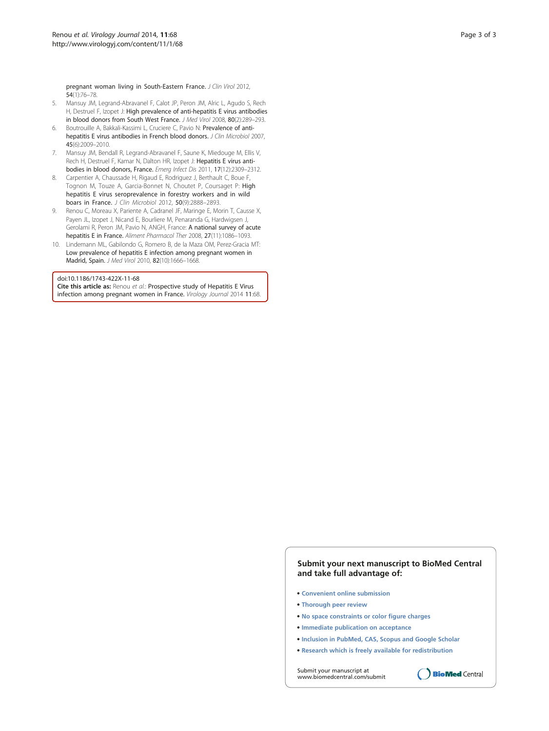pregnant woman living in South-Eastern France. *J Clin Virol* 2012, **54**(1):76–78.

5. Mansuy JM, Legrand-Abravanel F, Calot JP, Peron JM, Alric L, Agudo S, Rech H, Destruel F, Izopet J: High prevalence of anti-hepatitis E virus antibodies in blood donors from South West France. *J Med Virol* 2008, **80**(2):289–293.
6. Boutrouille A, Bakkali-Kassimi L, Cruciere C, Pavio N: Prevalence of anti-hepatitis E virus antibodies in French blood donors. *J Clin Microbiol* 2007, **45**(6):2009–2010.
7. Mansuy JM, Bendall R, Legrand-Abravanel F, Saune K, Miedouge M, Ellis V, Rech H, Destruel F, Kamar N, Dalton HR, Izopet J: Hepatitis E virus antibodies in blood donors, France. *Emerg Infect Dis* 2011, **17**(12):2309–2312.
8. Carpentier A, Chaussade H, Rigaud E, Rodriguez J, Berthault C, Boue F, Tognon M, Touze A, Garcia-Bonnet N, Choutet P, Coursaget P: High hepatitis E virus seroprevalence in forestry workers and in wild boars in France. *J Clin Microbiol* 2012, **50**(9):2888–2893.
9. Renou C, Moreau X, Pariente A, Cadranel JF, Maringe E, Morin T, Causse X, Payen JL, Izopet J, Nicand E, Bourliere M, Penaranda G, Hardwigsen J, Gerolami R, Peron JM, Pavio N, ANGH, France: A national survey of acute hepatitis E in France. *Aliment Pharmacol Ther* 2008, **27**(11):1086–1093.
10. Lindemann ML, Gabilondo G, Romero B, de la Maza OM, Perez-Gracia MT: Low prevalence of hepatitis E infection among pregnant women in Madrid, Spain. *J Med Virol* 2010, **82**(10):1666–1668.

doi:10.1186/1743-422X-11-68
**Cite this article as:** Renou *et al.*: Prospective study of Hepatitis E Virus infection among pregnant women in France. *Virology Journal* 2014 **11**:68.

**Submit your next manuscript to BioMed Central and take full advantage of:**

- **Convenient online submission**
- **Thorough peer review**
- **No space constraints or color figure charges**
- **Immediate publication on acceptance**
- **Inclusion in PubMed, CAS, Scopus and Google Scholar**
- **Research which is freely available for redistribution**

Submit your manuscript at
www.biomedcentral.com/submit

BioMed Central